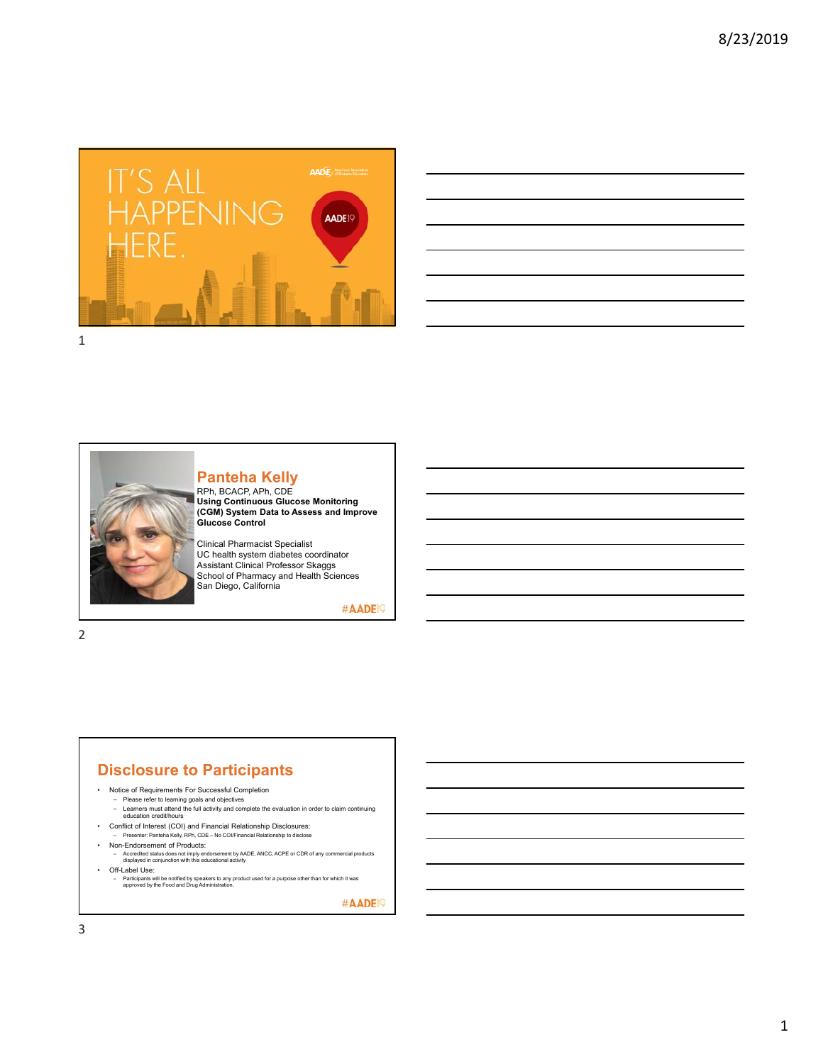IT'S ALL HAPPENING HERE.

AADE19

## Panteha Kelly

RPh, BCACP, APh, CDE

**Using Continuous Glucose Monitoring (CGM) System Data to Assess and Improve Glucose Control**

Clinical Pharmacist Specialist
UC health system diabetes coordinator
Assistant Clinical Professor Skaggs
School of Pharmacy and Health Sciences
San Diego, California

#AADE19

## Disclosure to Participants

- Notice of Requirements For Successful Completion
  - Please refer to learning goals and objectives
  - Learners must attend the full activity and complete the evaluation in order to claim continuing education credit/hours
- Conflict of Interest (COI) and Financial Relationship Disclosures:
  - Presenter: Panteha Kelly, RPh, CDE – No COI/Financial Relationship to disclose
- Non-Endorsement of Products:
  - Accredited status does not imply endorsement by AADE, ANCC, ACPE or CDR of any commercial products displayed in conjunction with this educational activity
- Off-Label Use:
  - Participants will be notified by speakers to any product used for a purpose other than for which it was approved by the Food and Drug Administration.

#AADE19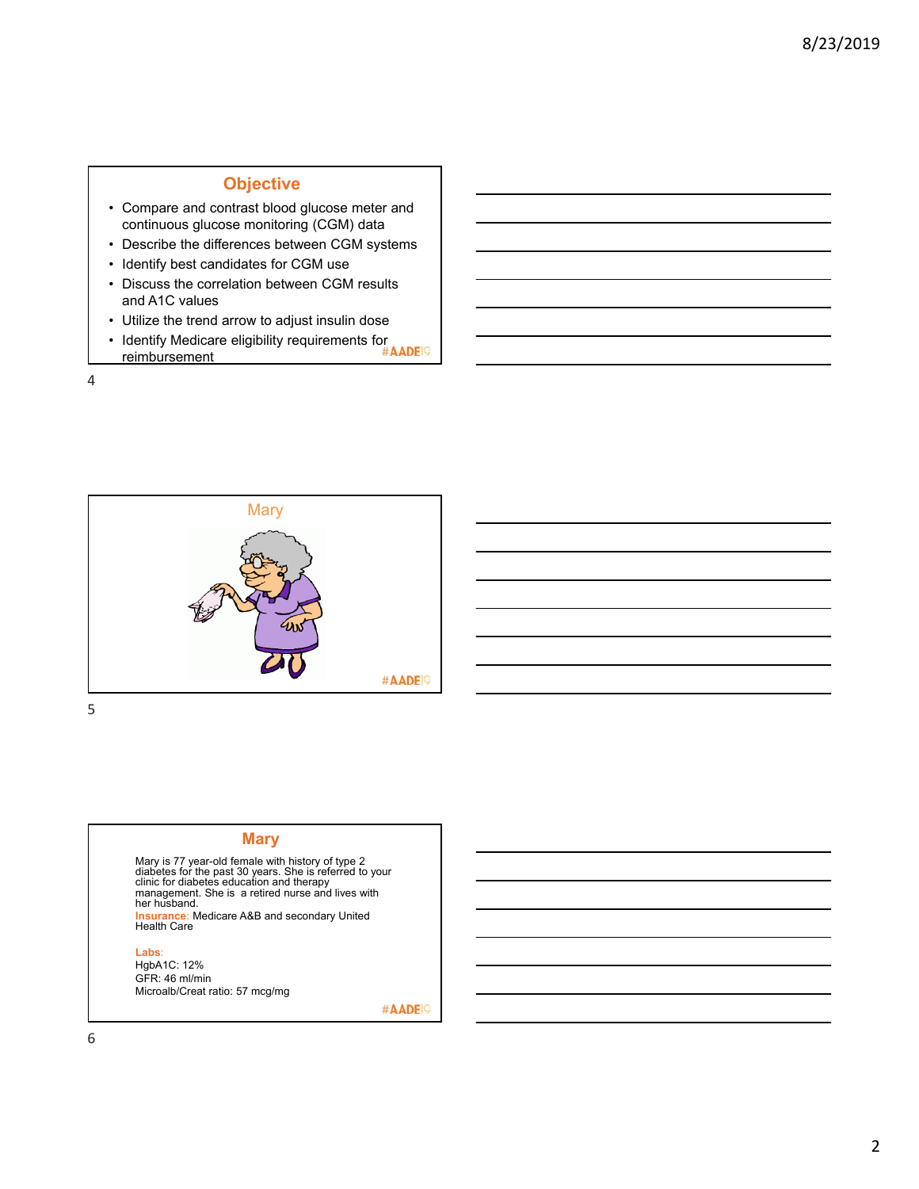## Objective

- Compare and contrast blood glucose meter and continuous glucose monitoring (CGM) data
- Describe the differences between CGM systems
- Identify best candidates for CGM use
- Discuss the correlation between CGM results and A1C values
- Utilize the trend arrow to adjust insulin dose
- Identify Medicare eligibility requirements for reimbursement

#AADE19

## Mary

#AADE19

## Mary

Mary is 77 year-old female with history of type 2 diabetes for the past 30 years. She is referred to your clinic for diabetes education and therapy management. She is a retired nurse and lives with her husband.

**Insurance**: Medicare A&B and secondary United Health Care

**Labs**:

HgbA1C: 12%

GFR: 46 ml/min

Microalb/Creat ratio: 57 mcg/mg

#AADE19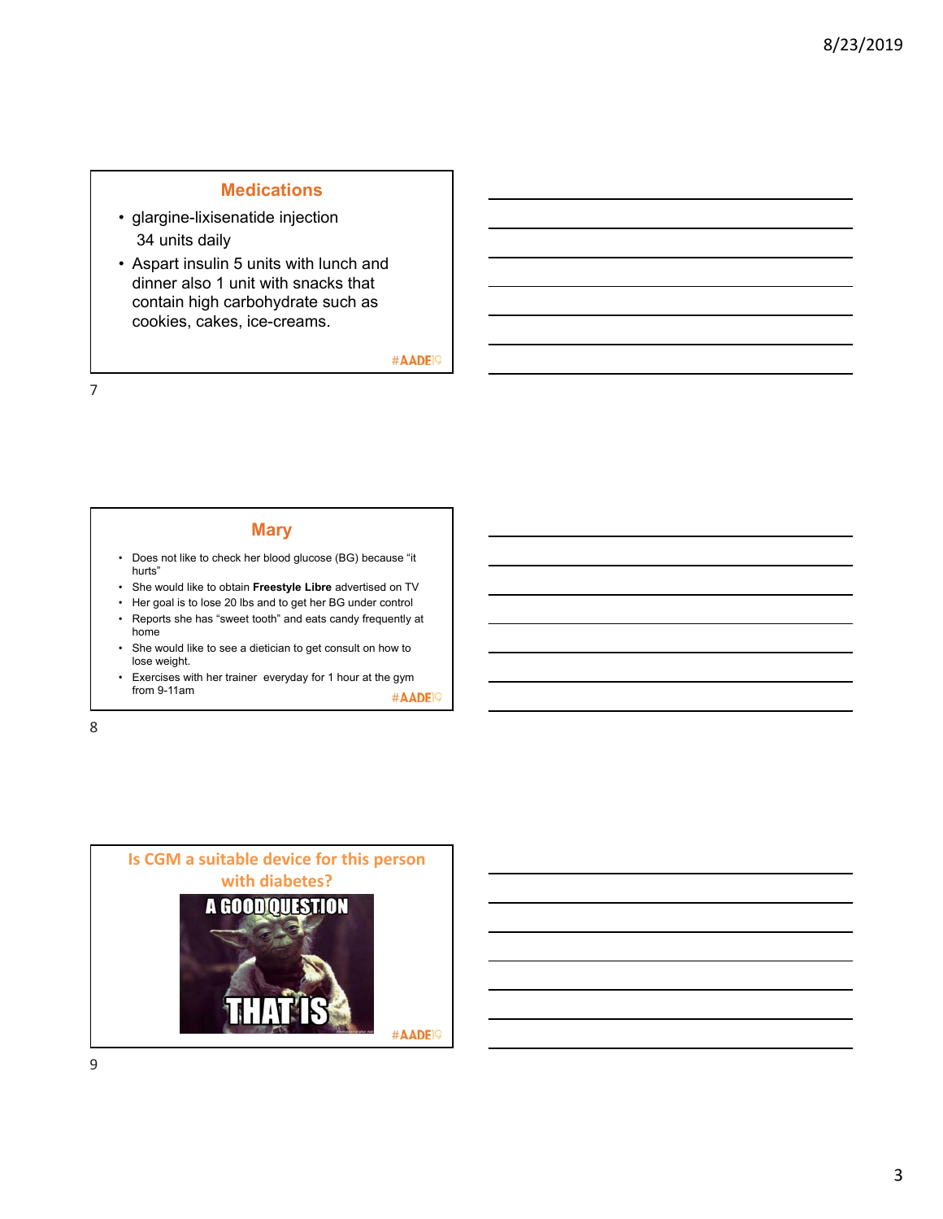## Medications

- glargine-lixisenatide injection 34 units daily
- Aspart insulin 5 units with lunch and dinner also 1 unit with snacks that contain high carbohydrate such as cookies, cakes, ice-creams.

#AADE19

## Mary

- Does not like to check her blood glucose (BG) because "it hurts"
- She would like to obtain **Freestyle Libre** advertised on TV
- Her goal is to lose 20 lbs and to get her BG under control
- Reports she has "sweet tooth" and eats candy frequently at home
- She would like to see a dietician to get consult on how to lose weight.
- Exercises with her trainer everyday for 1 hour at the gym from 9-11am

#AADE19

## Is CGM a suitable device for this person with diabetes?

A GOOD QUESTION THAT IS

#AADE19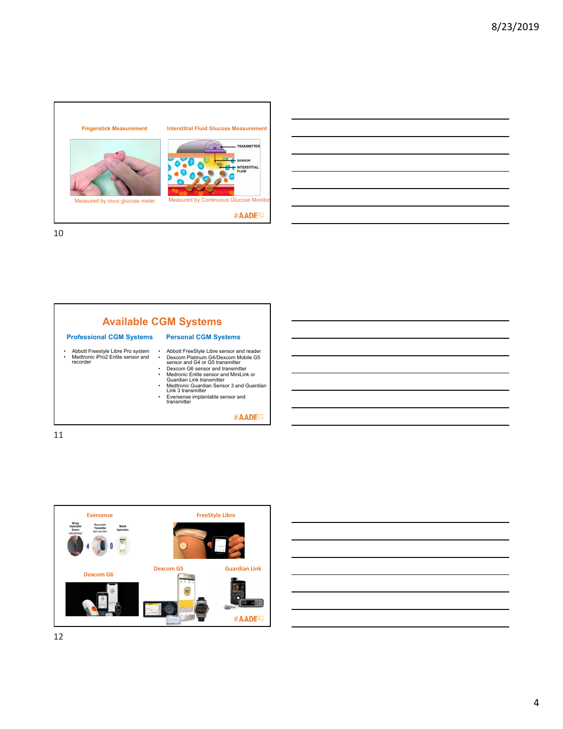Fingerstick Measurement

Interstitial Fluid Glucose Measurement

Measured by blood glucose meter

Measured by Continuous Glucose Monitor

#AADE19

## Available CGM Systems

### Professional CGM Systems

- Abbott Freestyle Libre Pro system
- Medtronic iPro2 Enlite sensor and recorder

### Personal CGM Systems

- Abbott FreeStyle Libre sensor and reader
- Dexcom Platinum G4/Dexcom Mobile G5 sensor and G4 or G5 transmitter
- Dexcom G6 sensor and transmitter
- Medronic Enlite sensor and MiniLink or Guardian Link transmitter
- Medtronic Guardian Sensor 3 and Guardian Link 3 transmitter
- Eversense implantable sensor and transmitter

#AADE19

Eversense

FreeStyle Libre

Dexcom G6

Dexcom G5

Guardian Link

#AADE19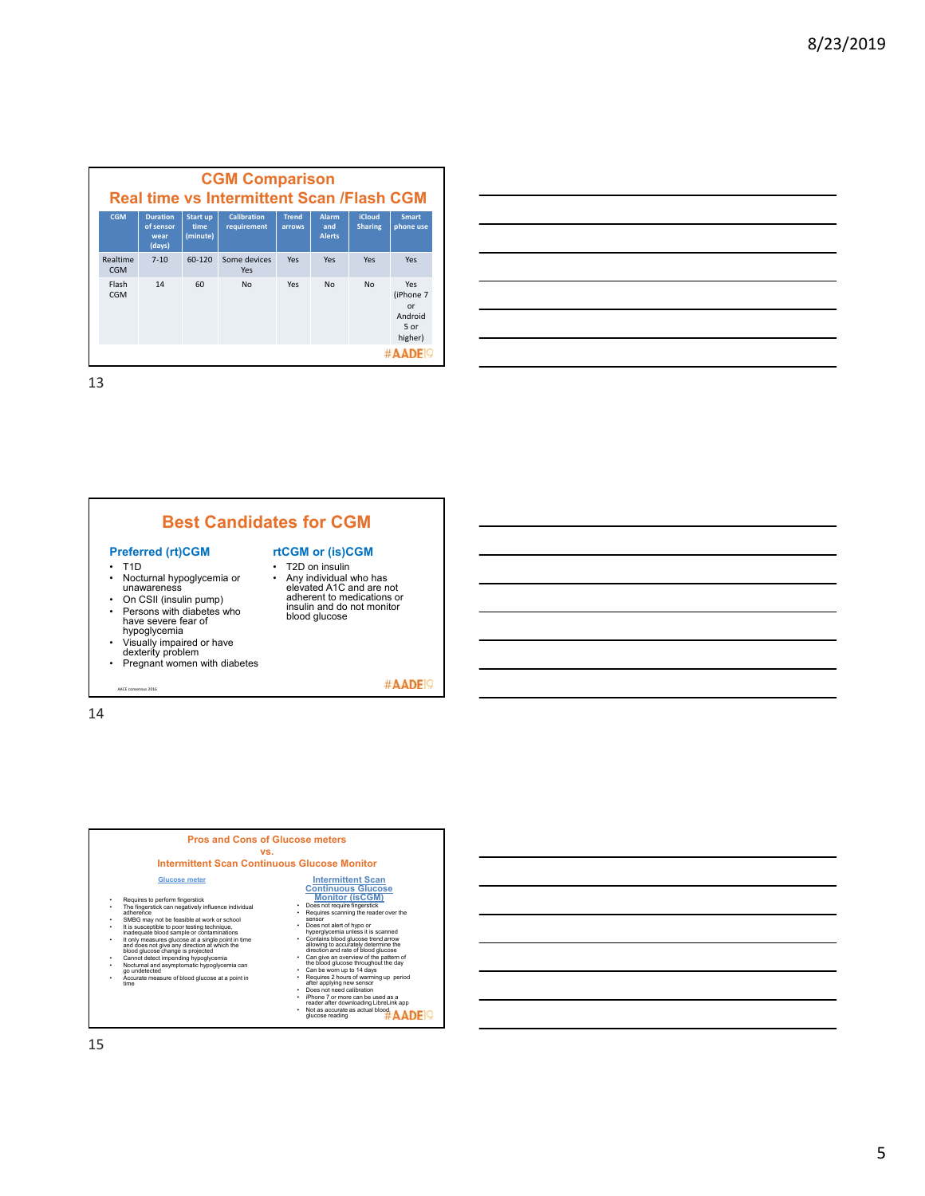## CGM Comparison

### Real time vs Intermittent Scan /Flash CGM

| CGM | Duration of sensor wear (days) | Start up time (minute) | Calibration requirement | Trend arrows | Alarm and Alerts | iCloud Sharing | Smart phone use |
|---|---|---|---|---|---|---|---|
| Realtime CGM | 7-10 | 60-120 | Some devices Yes | Yes | Yes | Yes | Yes |
| Flash CGM | 14 | 60 | No | Yes | No | No | Yes (iPhone 7 or Android 5 or higher) |

#AADE19

## Best Candidates for CGM

### Preferred (rt)CGM

- T1D
- Nocturnal hypoglycemia or unawareness
- On CSII (insulin pump)
- Persons with diabetes who have severe fear of hypoglycemia
- Visually impaired or have dexterity problem
- Pregnant women with diabetes

### rtCGM or (is)CGM

- T2D on insulin
- Any individual who has elevated A1C and are not adherent to medications or insulin and do not monitor blood glucose

AACE consensus 2016

#AADE19

## Pros and Cons of Glucose meters vs. Intermittent Scan Continuous Glucose Monitor

### Glucose meter

- Requires to perform fingerstick
- The fingerstick can negatively influence individual adherence
- SMBG may not be feasible at work or school
- It is susceptible to poor testing technique, inadequate blood sample or contaminations
- It only measures glucose at a single point in time and does not give any direction at which the blood glucose change is projected
- Cannot detect impending hypoglycemia
- Nocturnal and asymptomatic hypoglycemia can go undetected
- Accurate measure of blood glucose at a point in time

### Intermittent Scan Continuous Glucose Monitor (isCGM)

- Does not require fingerstick
- Requires scanning the reader over the sensor
- Does not alert of hypo or hyperglycemia unless it is scanned
- Contains blood glucose trend arrow allowing to accurately determine the direction and rate of blood glucose
- Can give an overview of the pattern of the blood glucose throughout the day
- Can be worn up to 14 days
- Requires 2 hours of warming up period after applying new sensor
- Does not need calibration
- iPhone 7 or more can be used as a reader after downloading LibreLink app
- Not as accurate as actual blood glucose reading

#AADE19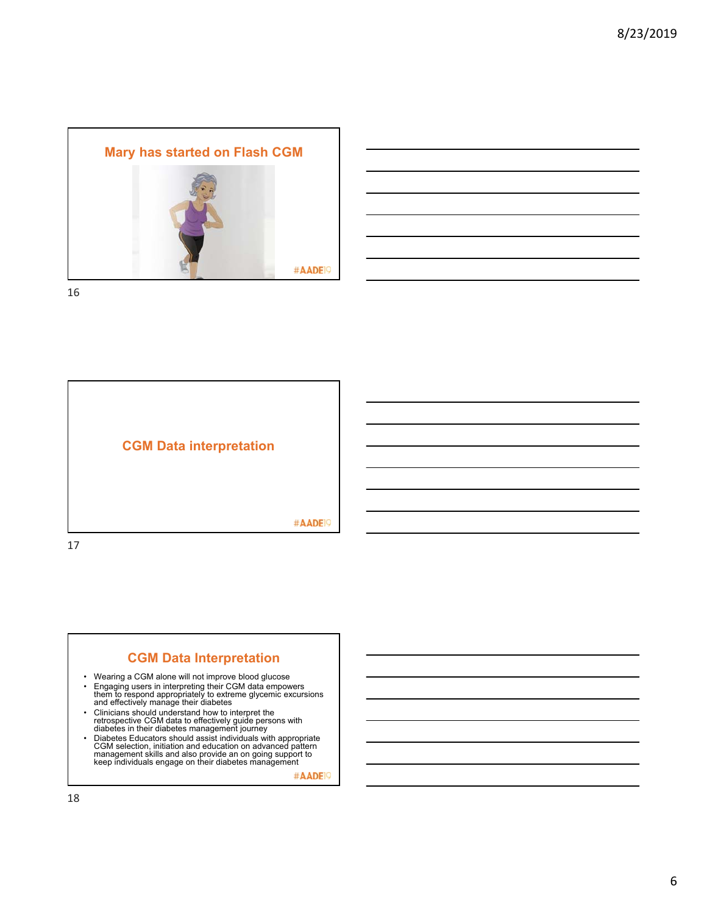## Mary has started on Flash CGM

#AADE19

## CGM Data interpretation

#AADE19

## CGM Data Interpretation

- Wearing a CGM alone will not improve blood glucose
- Engaging users in interpreting their CGM data empowers them to respond appropriately to extreme glycemic excursions and effectively manage their diabetes
- Clinicians should understand how to interpret the retrospective CGM data to effectively guide persons with diabetes in their diabetes management journey
- Diabetes Educators should assist individuals with appropriate CGM selection, initiation and education on advanced pattern management skills and also provide an on going support to keep individuals engage on their diabetes management

#AADE19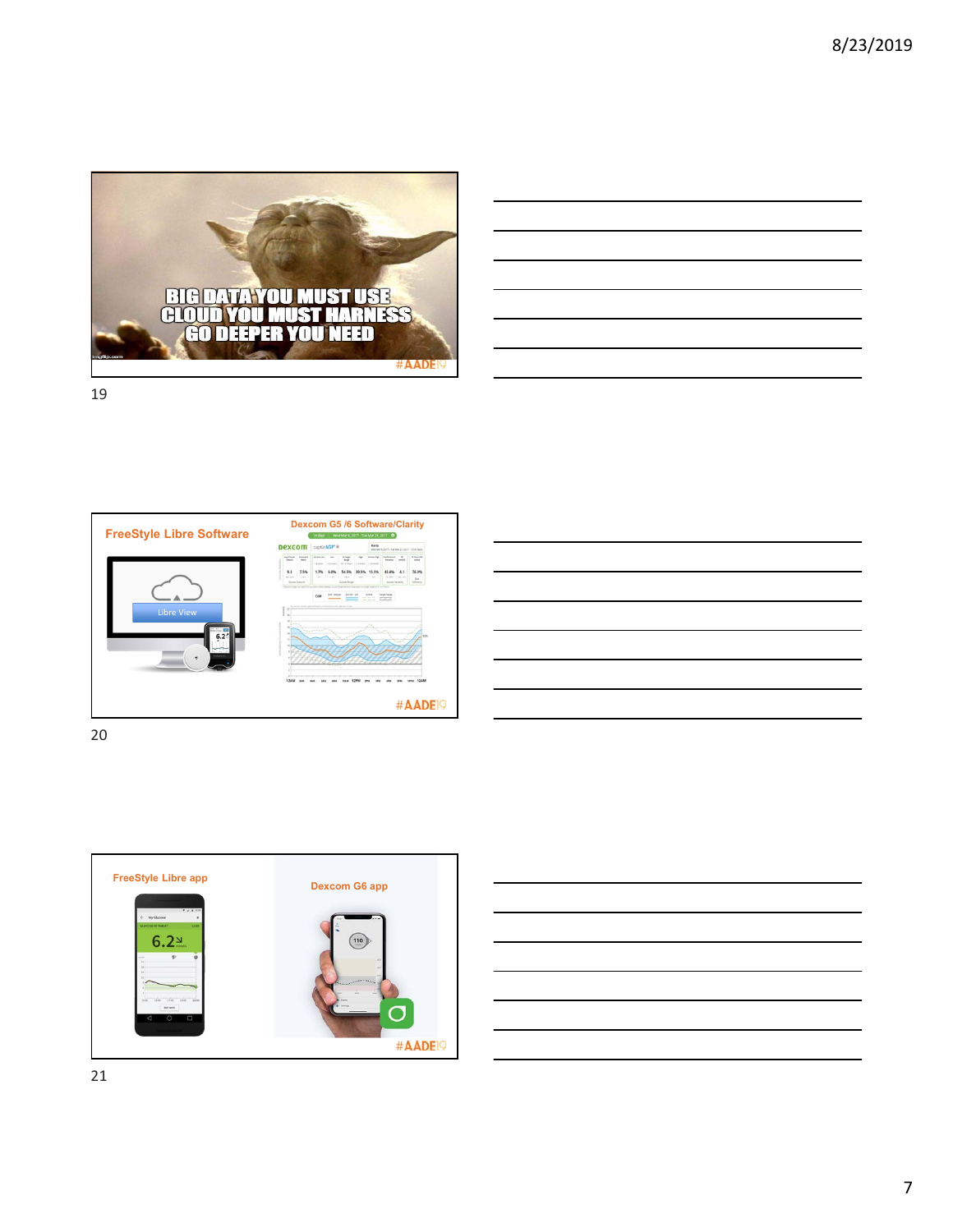BIG DATA YOU MUST USE
CLOUD YOU MUST HARNESS
GO DEEPER YOU NEED

#AADE19

## FreeStyle Libre Software

Libre View

## Dexcom G5 /6 Software/Clarity

#AADE19

## FreeStyle Libre app

## Dexcom G6 app

#AADE19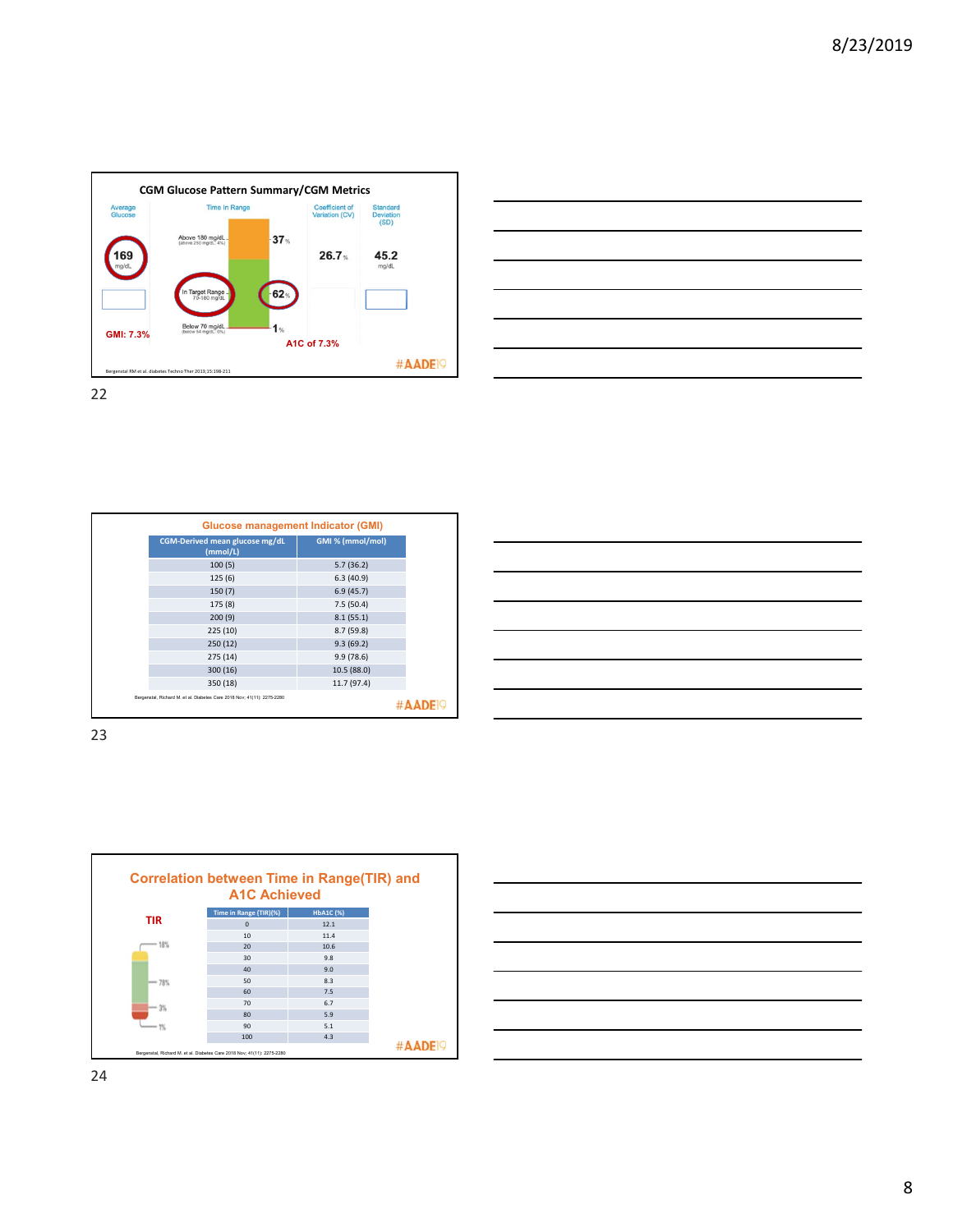## CGM Glucose Pattern Summary/CGM Metrics

| Average Glucose | Time in Range | Coefficient of Variation (CV) | Standard Deviation (SD) |
|---|---|---|---|
| 169 mg/dL | Above 180 mg/dL (above 250 mg/dL: 4%) 37% | 26.7% | 45.2 mg/dL |
| | In Target Range 70-180 mg/dL 62% | | |
| GMI: 7.3% | Below 70 mg/dL (below 54 mg/dL: 0%) 1% | | |

A1C of 7.3%

Bergenstal RM et al. diabetes Techno Ther 2013;15:198-211

#AADE19

## Glucose management Indicator (GMI)

| CGM-Derived mean glucose mg/dL (mmol/L) | GMI % (mmol/mol) |
|---|---|
| 100 (5) | 5.7 (36.2) |
| 125 (6) | 6.3 (40.9) |
| 150 (7) | 6.9 (45.7) |
| 175 (8) | 7.5 (50.4) |
| 200 (9) | 8.1 (55.1) |
| 225 (10) | 8.7 (59.8) |
| 250 (12) | 9.3 (69.2) |
| 275 (14) | 9.9 (78.6) |
| 300 (16) | 10.5 (88.0) |
| 350 (18) | 11.7 (97.4) |

Bergenstal, Richard M. et al. Diabetes Care 2018 Nov; 41(11): 2275-2280

#AADE19

## Correlation between Time in Range(TIR) and A1C Achieved

TIR: 18%, 78%, 3%, 1%

| Time in Range (TIR)(%) | HbA1C (%) |
|---|---|
| 0 | 12.1 |
| 10 | 11.4 |
| 20 | 10.6 |
| 30 | 9.8 |
| 40 | 9.0 |
| 50 | 8.3 |
| 60 | 7.5 |
| 70 | 6.7 |
| 80 | 5.9 |
| 90 | 5.1 |
| 100 | 4.3 |

Bergenstal, Richard M. et al. Diabetes Care 2018 Nov; 41(11): 2275-2280

#AADE19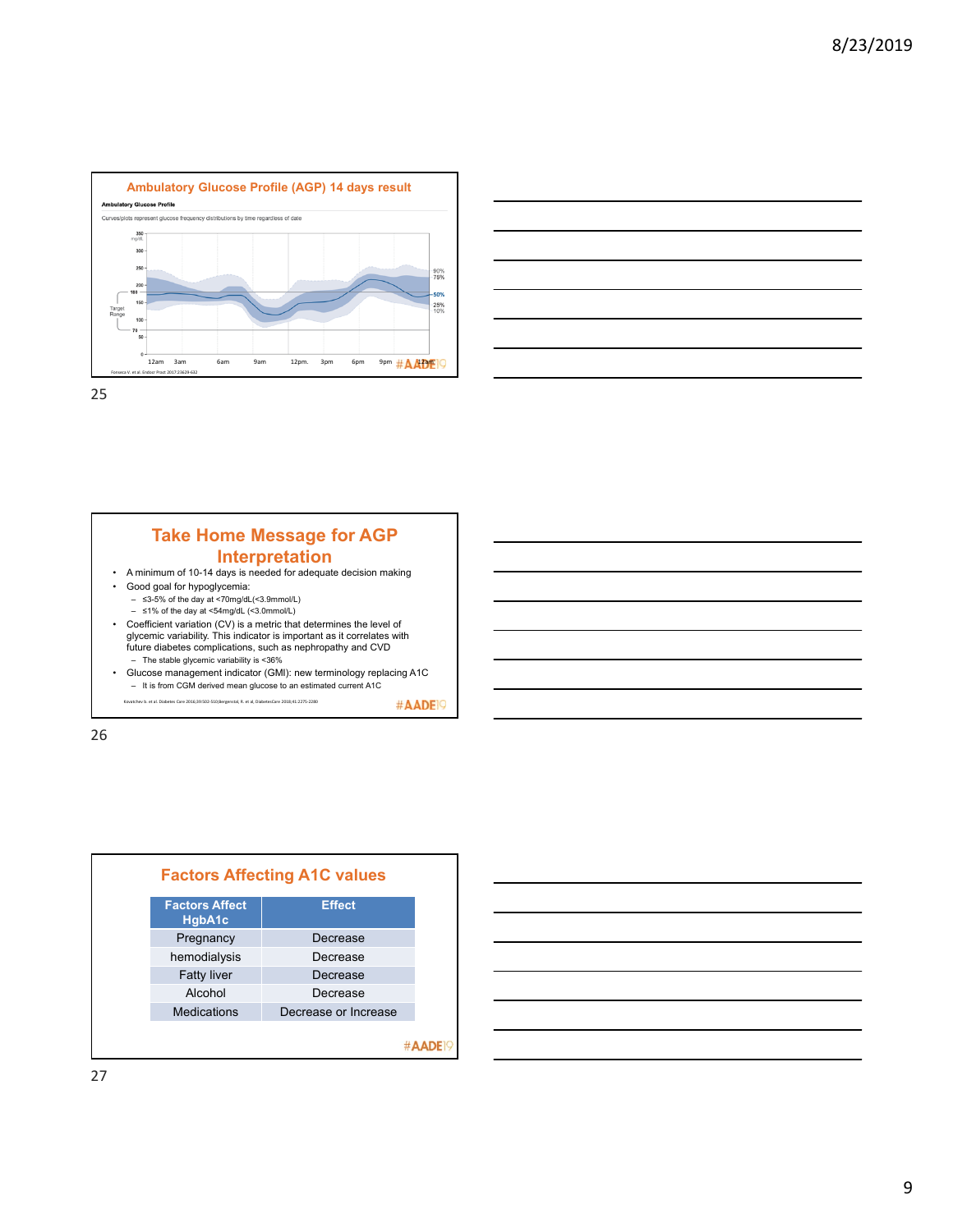## Ambulatory Glucose Profile (AGP) 14 days result

**Ambulatory Glucose Profile**

Curves/plots represent glucose frequency distributions by time regardless of date

Fonseca V. et al. Endocr Pract 2017;23:629-632

## Take Home Message for AGP Interpretation

- A minimum of 10-14 days is needed for adequate decision making
- Good goal for hypoglycemia:
  - ≤3-5% of the day at <70mg/dL(<3.9mmol/L)
  - ≤1% of the day at <54mg/dL (<3.0mmol/L)
- Coefficient variation (CV) is a metric that determines the level of glycemic variability. This indicator is important as it correlates with future diabetes complications, such as nephropathy and CVD
  - The stable glycemic variability is <36%
- Glucose management indicator (GMI): new terminology replacing A1C
  - It is from CGM derived mean glucose to an estimated current A1C

Kovatchev b. et al. Diabetes Care 2016;39:502-510;Bergenstal, R. et al, DiabetesCare 2018;41:2275-2280

## Factors Affecting A1C values

| Factors Affect HgbA1c | Effect |
|---|---|
| Pregnancy | Decrease |
| hemodialysis | Decrease |
| Fatty liver | Decrease |
| Alcohol | Decrease |
| Medications | Decrease or Increase |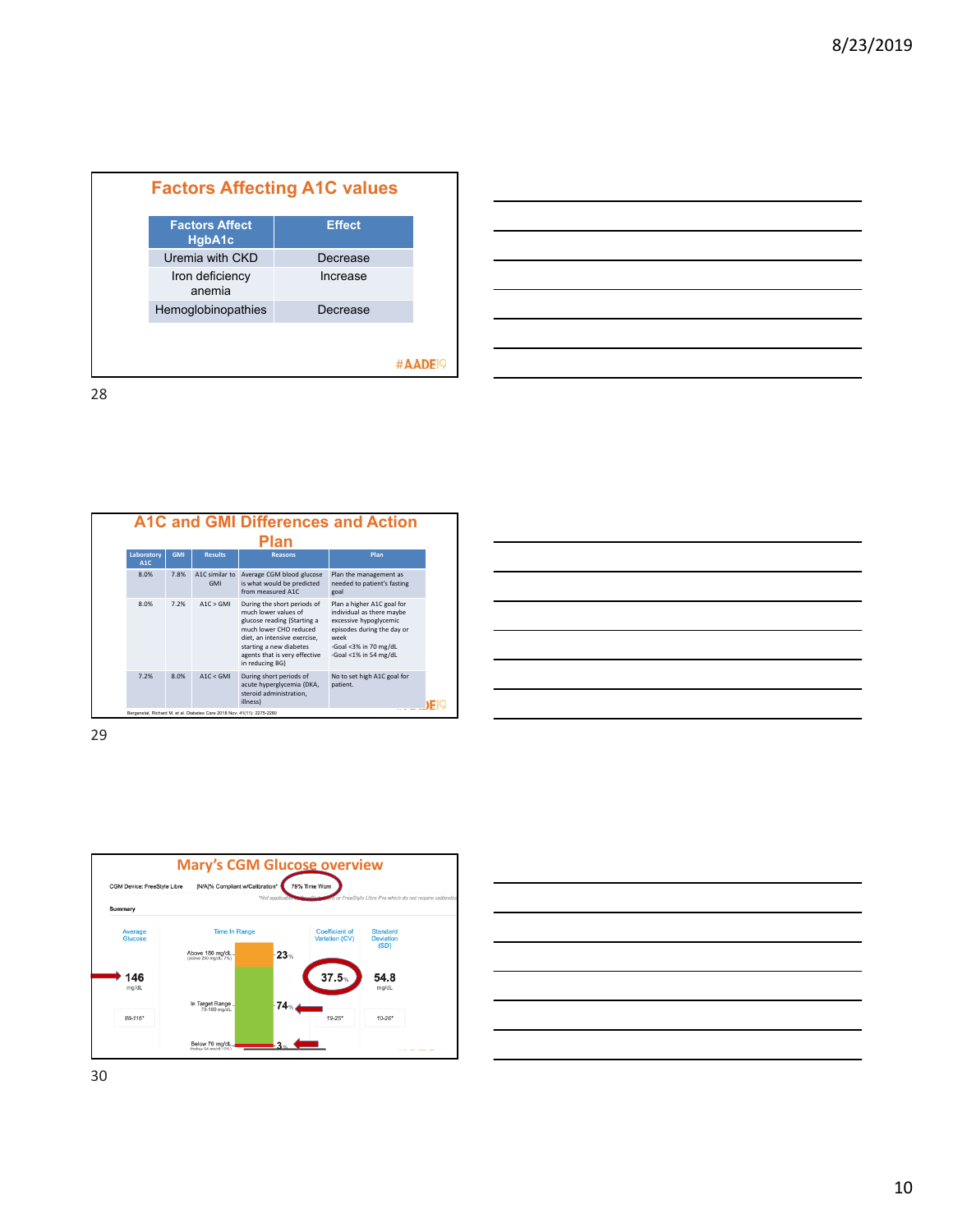## Factors Affecting A1C values

| Factors Affect HgbA1c | Effect |
| --- | --- |
| Uremia with CKD | Decrease |
| Iron deficiency anemia | Increase |
| Hemoglobinopathies | Decrease |

#AADE19

## A1C and GMI Differences and Action Plan

| Laboratory A1C | GMI | Results | Reasons | Plan |
| --- | --- | --- | --- | --- |
| 8.0% | 7.8% | A1C similar to GMI | Average CGM blood glucose is what would be predicted from measured A1C | Plan the management as needed to patient's fasting goal |
| 8.0% | 7.2% | A1C > GMI | During the short periods of much lower values of glucose reading (Starting a much lower CHO reduced diet, an intensive exercise, starting a new diabetes agents that is very effective in reducing BG) | Plan a higher A1C goal for individual as there maybe excessive hypoglycemic episodes during the day or week -Goal <3% in 70 mg/dL -Goal <1% in 54 mg/dL |
| 7.2% | 8.0% | A1C < GMI | During short periods of acute hyperglycemia (DKA, steroid administration, illness) | No to set high A1C goal for patient. |

Bergenstal, Richard M. et al. Diabetes Care 2018 Nov; 41(11): 2275-2280

## Mary's CGM Glucose overview

CGM Device: FreeStyle Libre | [N/A]% Compliant w/Calibration* | 79% Time Worn

*Not applicable ... or FreeStyle Libre Pro which do not require calibration

**Summary**

| Average Glucose | Time In Range | Coefficient of Variation (CV) | Standard Deviation (SD) |
| --- | --- | --- | --- |
| 146 mg/dL | Above 180 mg/dL: 23% | 37.5% | 54.8 mg/dL |
| | In Target Range 70-180 mg/dL: 74% | | |
| | Below 70 mg/dL: 3% | | |
| 89-116* | | 19-25* | 10-26* |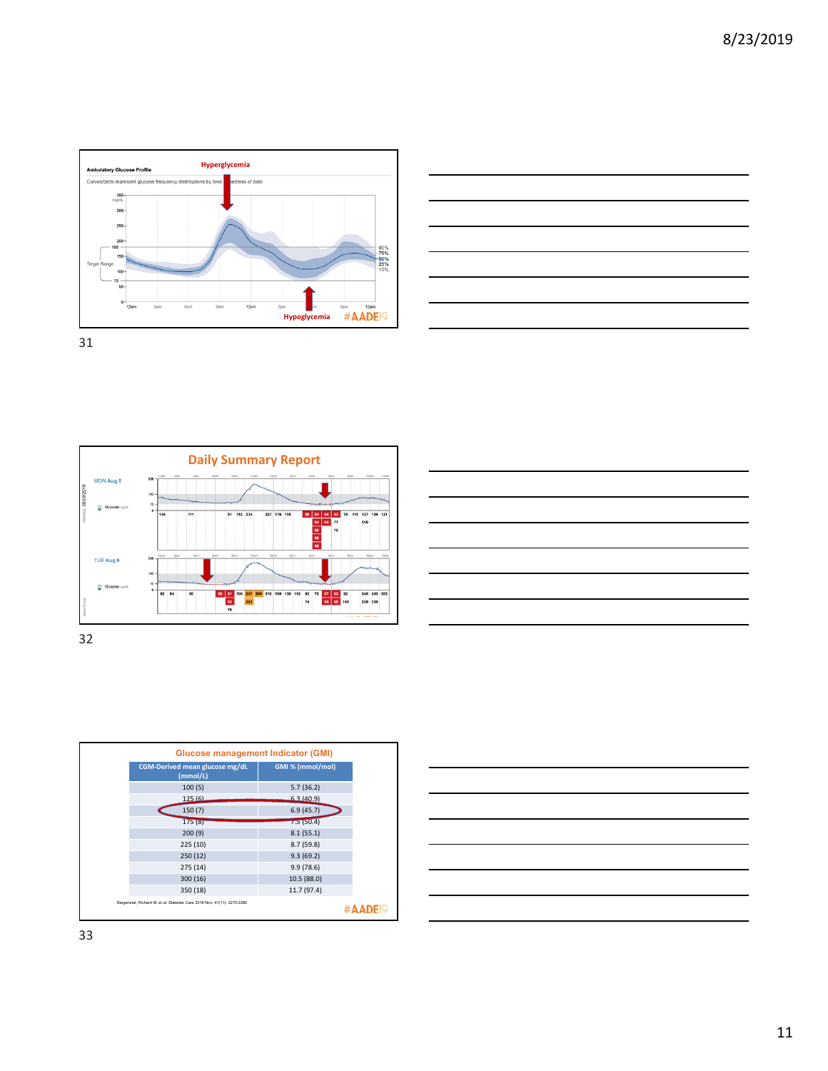**Ambulatory Glucose Profile**

Curves/plots represent glucose frequency distributions by time regardless of date

Hyperglycemia

Hypoglycemia

#AADE19

31

**Daily Summary Report**

MON Aug 5

TUE Aug 6

32

**Glucose management Indicator (GMI)**

| CGM-Derived mean glucose mg/dL (mmol/L) | GMI % (mmol/mol) |
|---|---|
| 100 (5) | 5.7 (36.2) |
| 125 (6) | 6.3 (40.9) |
| 150 (7) | 6.9 (45.7) |
| 175 (8) | 7.5 (50.4) |
| 200 (9) | 8.1 (55.1) |
| 225 (10) | 8.7 (59.8) |
| 250 (12) | 9.3 (69.2) |
| 275 (14) | 9.9 (78.6) |
| 300 (16) | 10.5 (88.0) |
| 350 (18) | 11.7 (97.4) |

Bergenstal, Richard M. et al. Diabetes Care 2018 Nov; 41(11): 2275-2280

#AADE19

33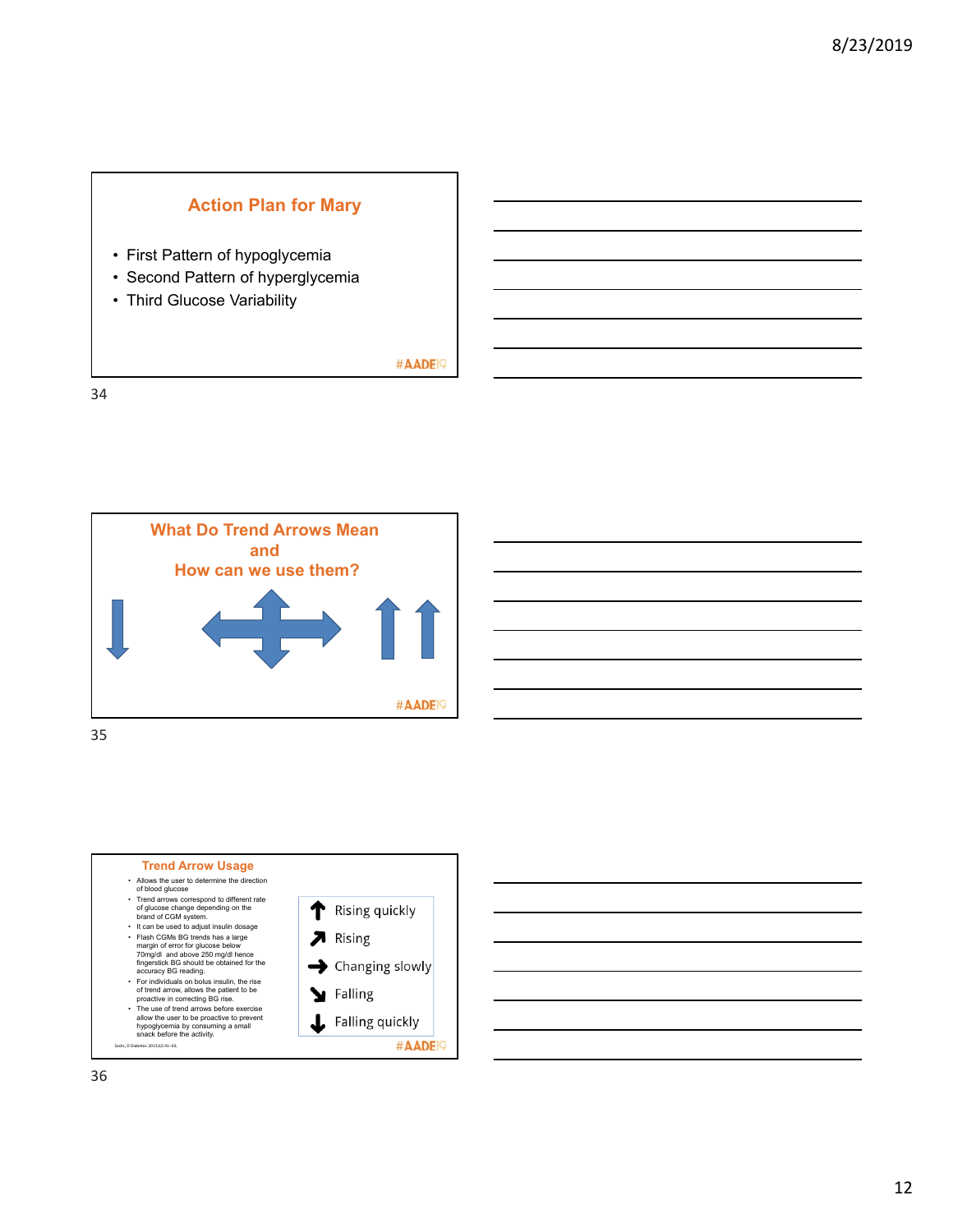## Action Plan for Mary

- First Pattern of hypoglycemia
- Second Pattern of hyperglycemia
- Third Glucose Variability

#AADE19

## What Do Trend Arrows Mean and How can we use them?

#AADE19

## Trend Arrow Usage

- Allows the user to determine the direction of blood glucose
- Trend arrows correspond to different rate of glucose change depending on the brand of CGM system.
- It can be used to adjust insulin dosage
- Flash CGMs BG trends has a large margin of error for glucose below 70mg/dl and above 250 mg/dl hence fingerstick BG should be obtained for the accuracy BG reading.
- For individuals on bolus insulin, the rise of trend arrow, allows the patient to be proactive in correcting BG rise.
- The use of trend arrows before exercise allow the user to be proactive to prevent hypoglycemia by consuming a small snack before the activity.

| Arrow | Meaning |
| --- | --- |
| ↑ | Rising quickly |
| ↗ | Rising |
| → | Changing slowly |
| ↘ | Falling |
| ↓ | Falling quickly |

Sacks, D Diabetes 2013;62:41–43.

#AADE19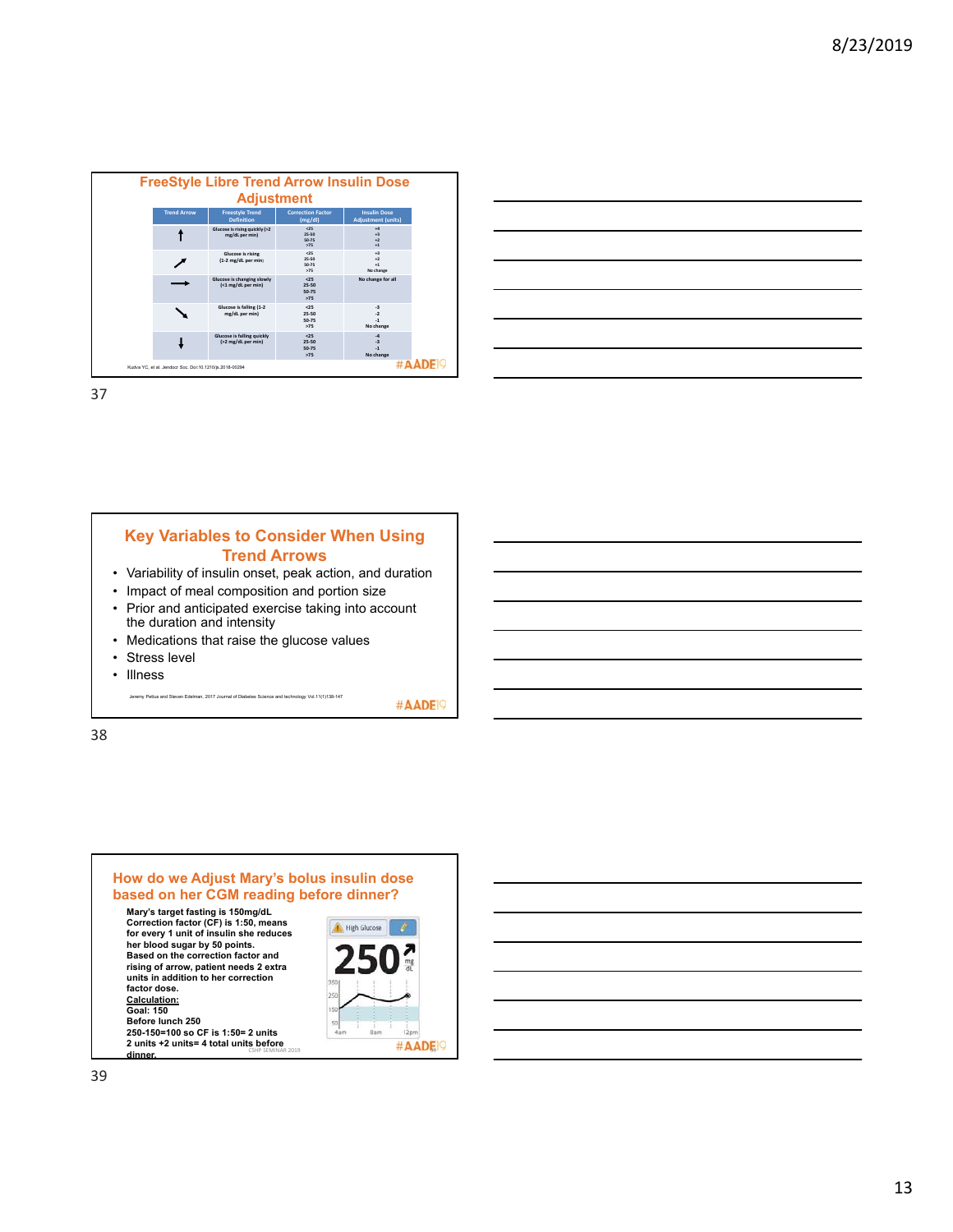## FreeStyle Libre Trend Arrow Insulin Dose Adjustment

| Trend Arrow | Freestyle Trend Definition | Correction Factor (mg/dl) | Insulin Dose Adjustment (units) |
|---|---|---|---|
| ↑ | Glucose is rising quickly (>2 mg/dL per min) | <25<br>25-50<br>50-75<br>>75 | +4<br>+3<br>+2<br>+1 |
| ↗ | Glucose is rising (1-2 mg/dL per min) | <25<br>25-50<br>50-75<br>>75 | +3<br>+2<br>+1<br>No change |
| → | Glucose is changing slowly (<1 mg/dL per min) | <25<br>25-50<br>50-75<br>>75 | No change for all |
| ↘ | Glucose is falling (1-2 mg/dL per min) | <25<br>25-50<br>50-75<br>>75 | -3<br>-2<br>-1<br>No change |
| ↓ | Glucose is falling quickly (>2 mg/dL per min) | <25<br>25-50<br>50-75<br>>75 | -4<br>-3<br>-1<br>No change |

Kudva YC, et al. Jendocr Soc. Doi:10.1210/js.2018-00294

#AADE19

## Key Variables to Consider When Using Trend Arrows

- Variability of insulin onset, peak action, and duration
- Impact of meal composition and portion size
- Prior and anticipated exercise taking into account the duration and intensity
- Medications that raise the glucose values
- Stress level
- Illness

Jeremy Pettus and Steven Edelman, 2017 Journal of Diabetes Science and technology Vol.11(1)138-147

#AADE19

## How do we Adjust Mary's bolus insulin dose based on her CGM reading before dinner?

**Mary's target fasting is 150mg/dL**
**Correction factor (CF) is 1:50, means for every 1 unit of insulin she reduces her blood sugar by 50 points.**
**Based on the correction factor and rising of arrow, patient needs 2 extra units in addition to her correction factor dose.**

**<u>Calculation:</u>**
**Goal: 150**
**Before lunch 250**
**250-150=100 so CF is 1:50= 2 units**
**2 units +2 units= 4 total units before dinner.**

High Glucose
250 ↗ mg/dL

CSHP SEMINAR 2019

#AADE19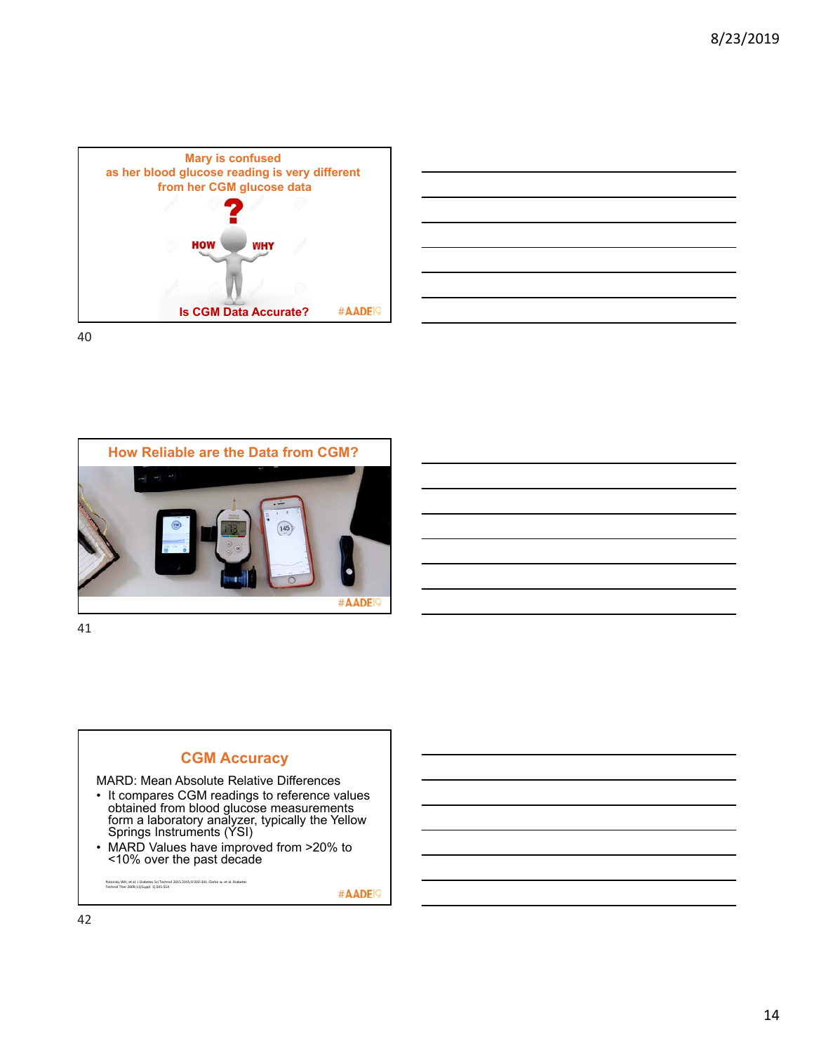## Mary is confused as her blood glucose reading is very different from her CGM glucose data

HOW WHY

**Is CGM Data Accurate?**

#AADE19

## How Reliable are the Data from CGM?

#AADE19

## CGM Accuracy

MARD: Mean Absolute Relative Differences

- It compares CGM readings to reference values obtained from blood glucose measurements form a laboratory analyzer, typically the Yellow Springs Instruments (YSI)
- MARD Values have improved from >20% to <10% over the past decade

Polonsky WH, et al. J Diabetes Sci Technol 2015;9:330-341. Clarke w. et al. Diabetes Technol Ther 2009;11(Suppl. 1):S45-S54

#AADE19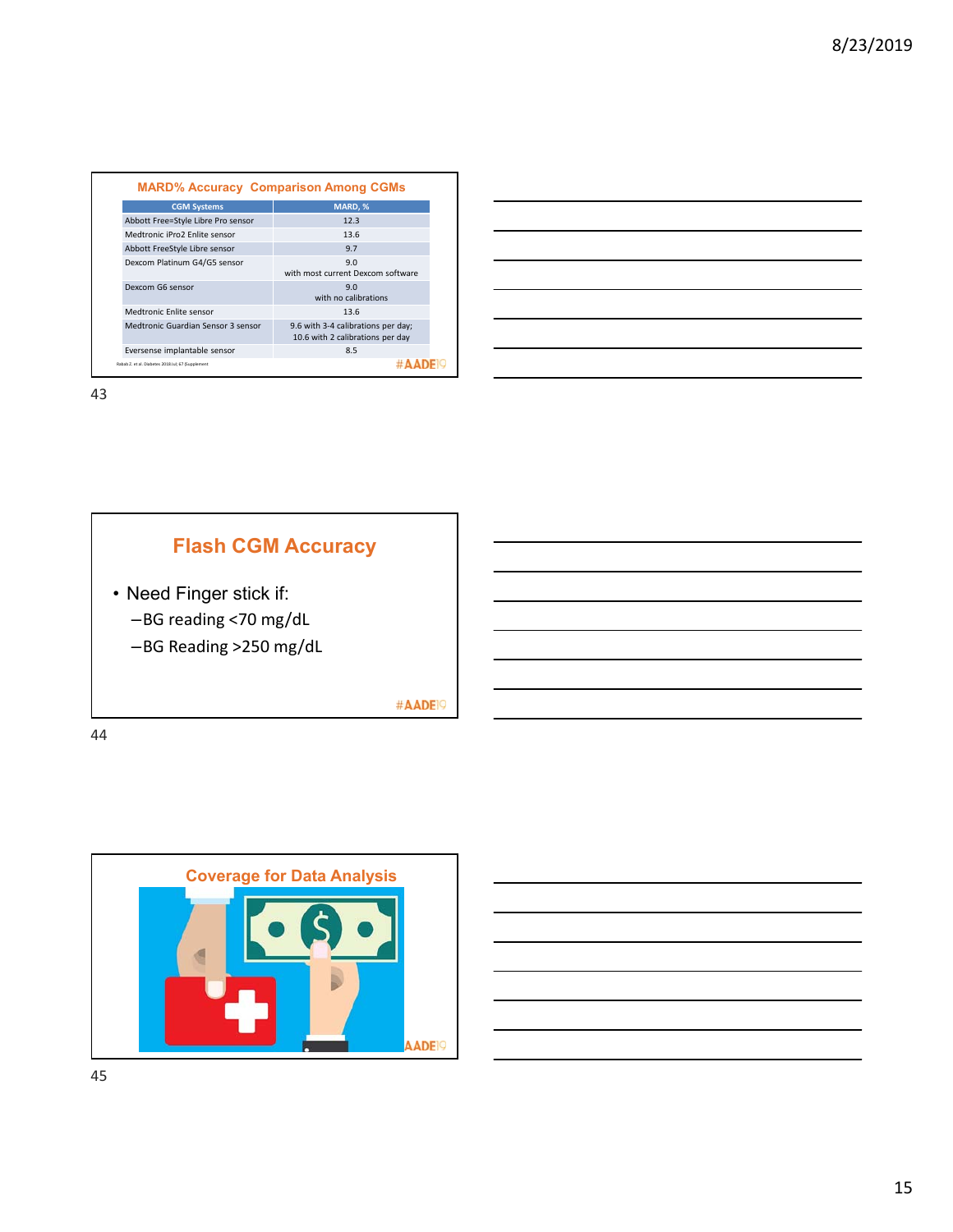## MARD% Accuracy Comparison Among CGMs

| CGM Systems | MARD, % |
|---|---|
| Abbott Free=Style Libre Pro sensor | 12.3 |
| Medtronic iPro2 Enlite sensor | 13.6 |
| Abbott FreeStyle Libre sensor | 9.7 |
| Dexcom Platinum G4/G5 sensor | 9.0 with most current Dexcom software |
| Dexcom G6 sensor | 9.0 with no calibrations |
| Medtronic Enlite sensor | 13.6 |
| Medtronic Guardian Sensor 3 sensor | 9.6 with 3-4 calibrations per day; 10.6 with 2 calibrations per day |
| Eversense implantable sensor | 8.5 |

Rabab Z. et al. Diabetes 2018;67 (Supplement

#AADE19

## Flash CGM Accuracy

- Need Finger stick if:
  - BG reading <70 mg/dL
  - BG Reading >250 mg/dL

#AADE19

## Coverage for Data Analysis

AADE19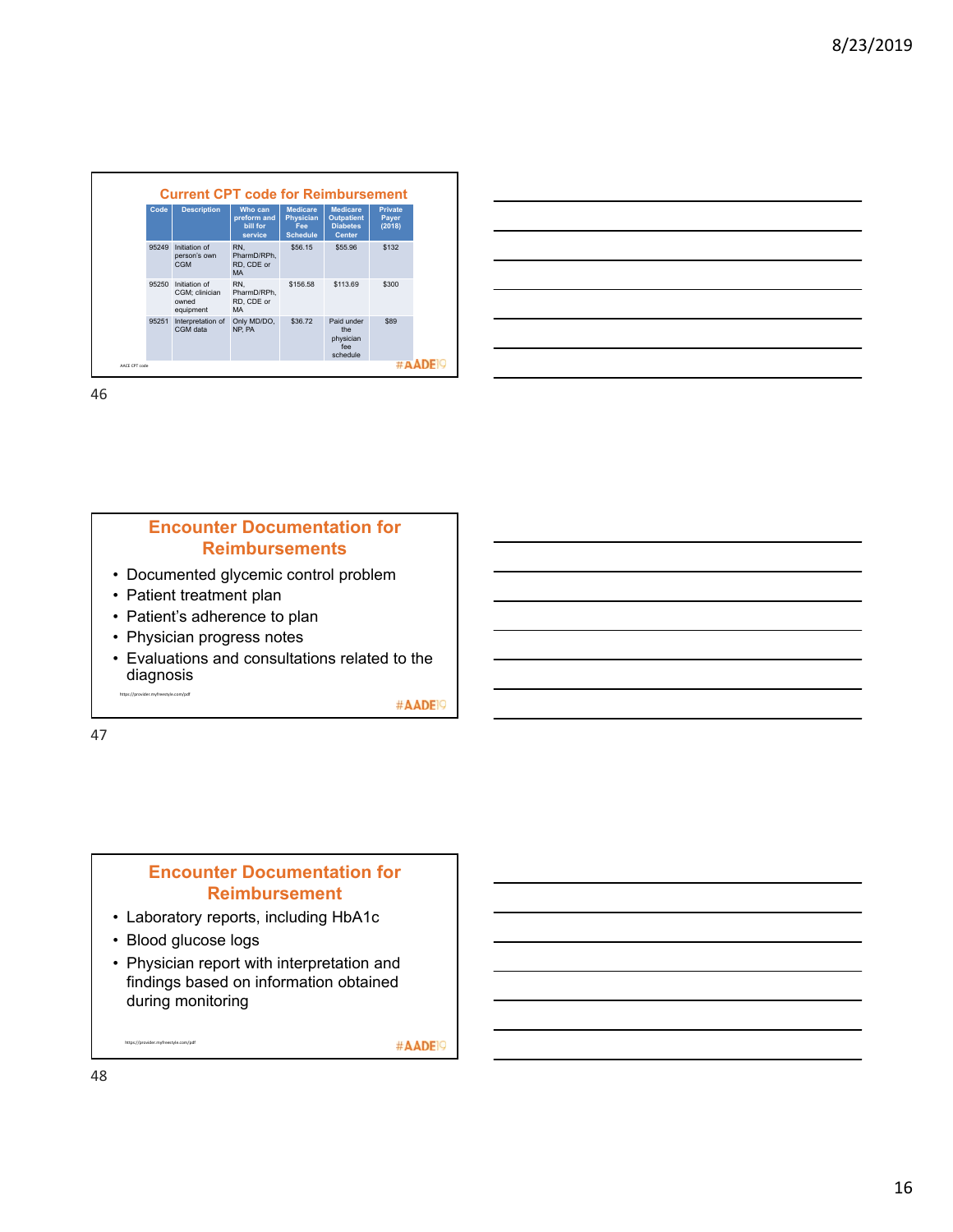## Current CPT code for Reimbursement

| Code | Description | Who can preform and bill for service | Medicare Physician Fee Schedule | Medicare Outpatient Diabetes Center | Private Payer (2018) |
|---|---|---|---|---|---|
| 95249 | Initiation of person's own CGM | RN, PharmD/RPh, RD, CDE or MA | $56.15 | $55.96 | $132 |
| 95250 | Initiation of CGM; clinician owned equipment | RN, PharmD/RPh, RD, CDE or MA | $156.58 | $113.69 | $300 |
| 95251 | Interpretation of CGM data | Only MD/DO, NP, PA | $36.72 | Paid under the physician fee schedule | $89 |

AACE CPT code

#AADE19

## Encounter Documentation for Reimbursements

- Documented glycemic control problem
- Patient treatment plan
- Patient's adherence to plan
- Physician progress notes
- Evaluations and consultations related to the diagnosis

https://provider.myfreestyle.com/pdf

#AADE19

## Encounter Documentation for Reimbursement

- Laboratory reports, including HbA1c
- Blood glucose logs
- Physician report with interpretation and findings based on information obtained during monitoring

https://provider.myfreestyle.com/pdf

#AADE19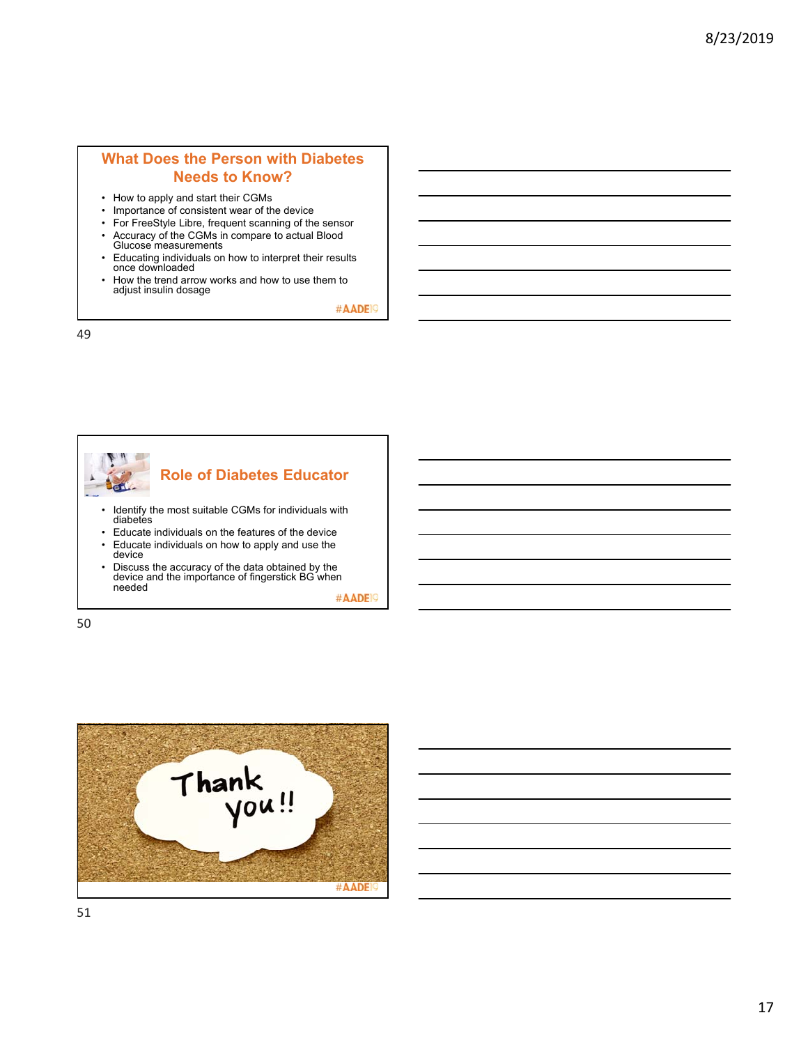## What Does the Person with Diabetes Needs to Know?

- How to apply and start their CGMs
- Importance of consistent wear of the device
- For FreeStyle Libre, frequent scanning of the sensor
- Accuracy of the CGMs in compare to actual Blood Glucose measurements
- Educating individuals on how to interpret their results once downloaded
- How the trend arrow works and how to use them to adjust insulin dosage

#AADE19

## Role of Diabetes Educator

- Identify the most suitable CGMs for individuals with diabetes
- Educate individuals on the features of the device
- Educate individuals on how to apply and use the device
- Discuss the accuracy of the data obtained by the device and the importance of fingerstick BG when needed

#AADE19

Thank you!!

#AADE19